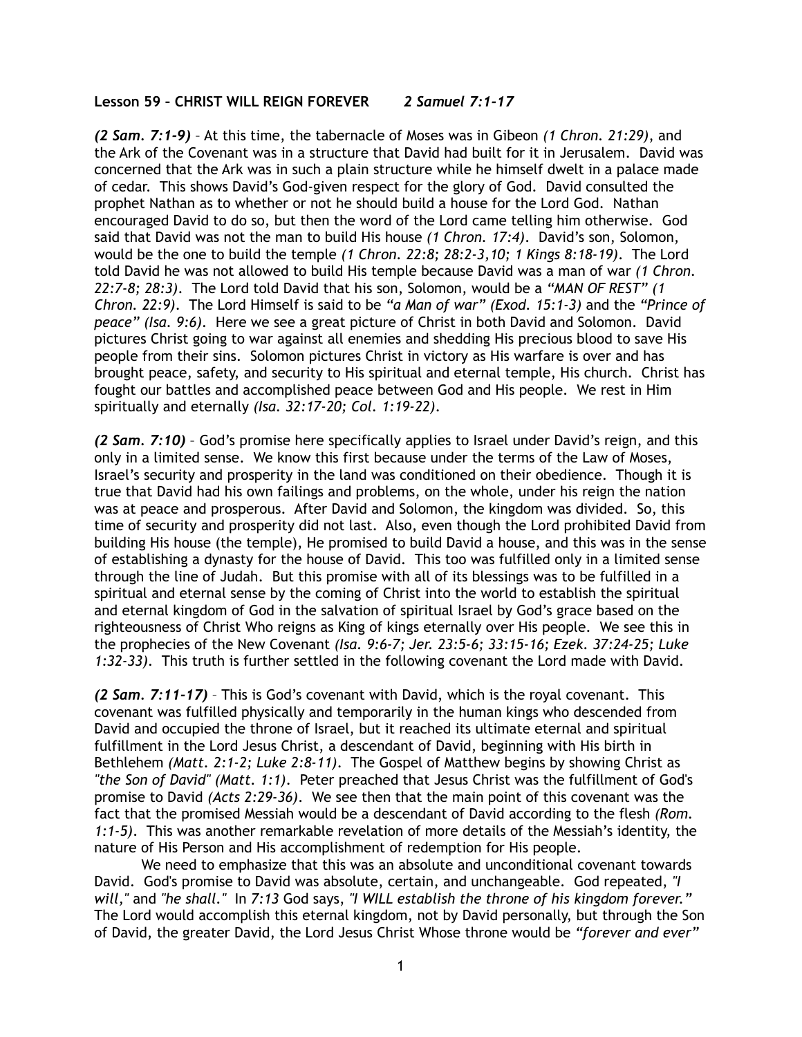**Lesson 59 – CHRIST WILL REIGN FOREVER** *2 Samuel 7:1-17*

***(2 Sam. 7:1-9)*** – At this time, the tabernacle of Moses was in Gibeon *(1 Chron. 21:29)*, and the Ark of the Covenant was in a structure that David had built for it in Jerusalem. David was concerned that the Ark was in such a plain structure while he himself dwelt in a palace made of cedar. This shows David's God-given respect for the glory of God. David consulted the prophet Nathan as to whether or not he should build a house for the Lord God. Nathan encouraged David to do so, but then the word of the Lord came telling him otherwise. God said that David was not the man to build His house *(1 Chron. 17:4)*. David's son, Solomon, would be the one to build the temple *(1 Chron. 22:8; 28:2-3,10; 1 Kings 8:18-19)*. The Lord told David he was not allowed to build His temple because David was a man of war *(1 Chron. 22:7-8; 28:3)*. The Lord told David that his son, Solomon, would be a *"MAN OF REST" (1 Chron. 22:9)*. The Lord Himself is said to be *"a Man of war" (Exod. 15:1-3)* and the *"Prince of peace" (Isa. 9:6)*. Here we see a great picture of Christ in both David and Solomon. David pictures Christ going to war against all enemies and shedding His precious blood to save His people from their sins. Solomon pictures Christ in victory as His warfare is over and has brought peace, safety, and security to His spiritual and eternal temple, His church. Christ has fought our battles and accomplished peace between God and His people. We rest in Him spiritually and eternally *(Isa. 32:17-20; Col. 1:19-22)*.

***(2 Sam. 7:10)*** – God's promise here specifically applies to Israel under David's reign, and this only in a limited sense. We know this first because under the terms of the Law of Moses, Israel's security and prosperity in the land was conditioned on their obedience. Though it is true that David had his own failings and problems, on the whole, under his reign the nation was at peace and prosperous. After David and Solomon, the kingdom was divided. So, this time of security and prosperity did not last. Also, even though the Lord prohibited David from building His house (the temple), He promised to build David a house, and this was in the sense of establishing a dynasty for the house of David. This too was fulfilled only in a limited sense through the line of Judah. But this promise with all of its blessings was to be fulfilled in a spiritual and eternal sense by the coming of Christ into the world to establish the spiritual and eternal kingdom of God in the salvation of spiritual Israel by God's grace based on the righteousness of Christ Who reigns as King of kings eternally over His people. We see this in the prophecies of the New Covenant *(Isa. 9:6-7; Jer. 23:5-6; 33:15-16; Ezek. 37:24-25; Luke 1:32-33)*. This truth is further settled in the following covenant the Lord made with David.

***(2 Sam. 7:11-17)*** – This is God's covenant with David, which is the royal covenant. This covenant was fulfilled physically and temporarily in the human kings who descended from David and occupied the throne of Israel, but it reached its ultimate eternal and spiritual fulfillment in the Lord Jesus Christ, a descendant of David, beginning with His birth in Bethlehem *(Matt. 2:1-2; Luke 2:8-11)*. The Gospel of Matthew begins by showing Christ as *"the Son of David" (Matt. 1:1)*. Peter preached that Jesus Christ was the fulfillment of God's promise to David *(Acts 2:29-36)*. We see then that the main point of this covenant was the fact that the promised Messiah would be a descendant of David according to the flesh *(Rom. 1:1-5)*. This was another remarkable revelation of more details of the Messiah's identity, the nature of His Person and His accomplishment of redemption for His people.

We need to emphasize that this was an absolute and unconditional covenant towards David. God's promise to David was absolute, certain, and unchangeable. God repeated, *"I will,"* and *"he shall."* In *7:13* God says, *"I WILL establish the throne of his kingdom forever."* The Lord would accomplish this eternal kingdom, not by David personally, but through the Son of David, the greater David, the Lord Jesus Christ Whose throne would be *"forever and ever"*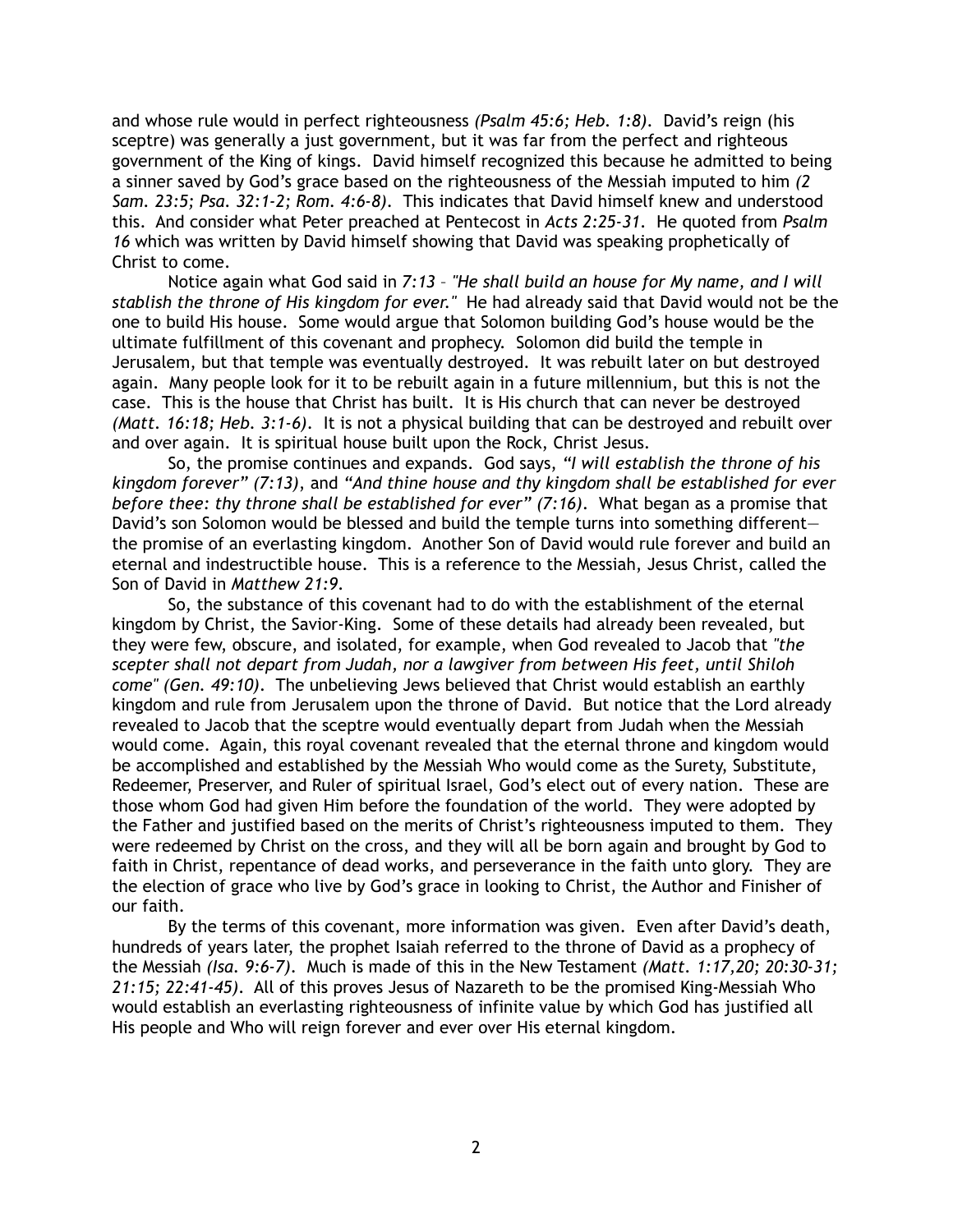and whose rule would in perfect righteousness *(Psalm 45:6; Heb. 1:8)*. David's reign (his sceptre) was generally a just government, but it was far from the perfect and righteous government of the King of kings. David himself recognized this because he admitted to being a sinner saved by God's grace based on the righteousness of the Messiah imputed to him *(2 Sam. 23:5; Psa. 32:1-2; Rom. 4:6-8)*. This indicates that David himself knew and understood this. And consider what Peter preached at Pentecost in *Acts 2:25-31*. He quoted from *Psalm 16* which was written by David himself showing that David was speaking prophetically of Christ to come.

Notice again what God said in *7:13* – *"He shall build an house for My name, and I will stablish the throne of His kingdom for ever."* He had already said that David would not be the one to build His house. Some would argue that Solomon building God's house would be the ultimate fulfillment of this covenant and prophecy. Solomon did build the temple in Jerusalem, but that temple was eventually destroyed. It was rebuilt later on but destroyed again. Many people look for it to be rebuilt again in a future millennium, but this is not the case. This is the house that Christ has built. It is His church that can never be destroyed *(Matt. 16:18; Heb. 3:1-6)*. It is not a physical building that can be destroyed and rebuilt over and over again. It is spiritual house built upon the Rock, Christ Jesus.

So, the promise continues and expands. God says, *"I will establish the throne of his kingdom forever" (7:13)*, and *"And thine house and thy kingdom shall be established for ever before thee: thy throne shall be established for ever" (7:16)*. What began as a promise that David's son Solomon would be blessed and build the temple turns into something different— the promise of an everlasting kingdom. Another Son of David would rule forever and build an eternal and indestructible house. This is a reference to the Messiah, Jesus Christ, called the Son of David in *Matthew 21:9*.

So, the substance of this covenant had to do with the establishment of the eternal kingdom by Christ, the Savior-King. Some of these details had already been revealed, but they were few, obscure, and isolated, for example, when God revealed to Jacob that *"the scepter shall not depart from Judah, nor a lawgiver from between His feet, until Shiloh come" (Gen. 49:10)*. The unbelieving Jews believed that Christ would establish an earthly kingdom and rule from Jerusalem upon the throne of David. But notice that the Lord already revealed to Jacob that the sceptre would eventually depart from Judah when the Messiah would come. Again, this royal covenant revealed that the eternal throne and kingdom would be accomplished and established by the Messiah Who would come as the Surety, Substitute, Redeemer, Preserver, and Ruler of spiritual Israel, God's elect out of every nation. These are those whom God had given Him before the foundation of the world. They were adopted by the Father and justified based on the merits of Christ's righteousness imputed to them. They were redeemed by Christ on the cross, and they will all be born again and brought by God to faith in Christ, repentance of dead works, and perseverance in the faith unto glory. They are the election of grace who live by God's grace in looking to Christ, the Author and Finisher of our faith.

By the terms of this covenant, more information was given. Even after David's death, hundreds of years later, the prophet Isaiah referred to the throne of David as a prophecy of the Messiah *(Isa. 9:6-7)*. Much is made of this in the New Testament *(Matt. 1:17,20; 20:30-31; 21:15; 22:41-45)*. All of this proves Jesus of Nazareth to be the promised King-Messiah Who would establish an everlasting righteousness of infinite value by which God has justified all His people and Who will reign forever and ever over His eternal kingdom.